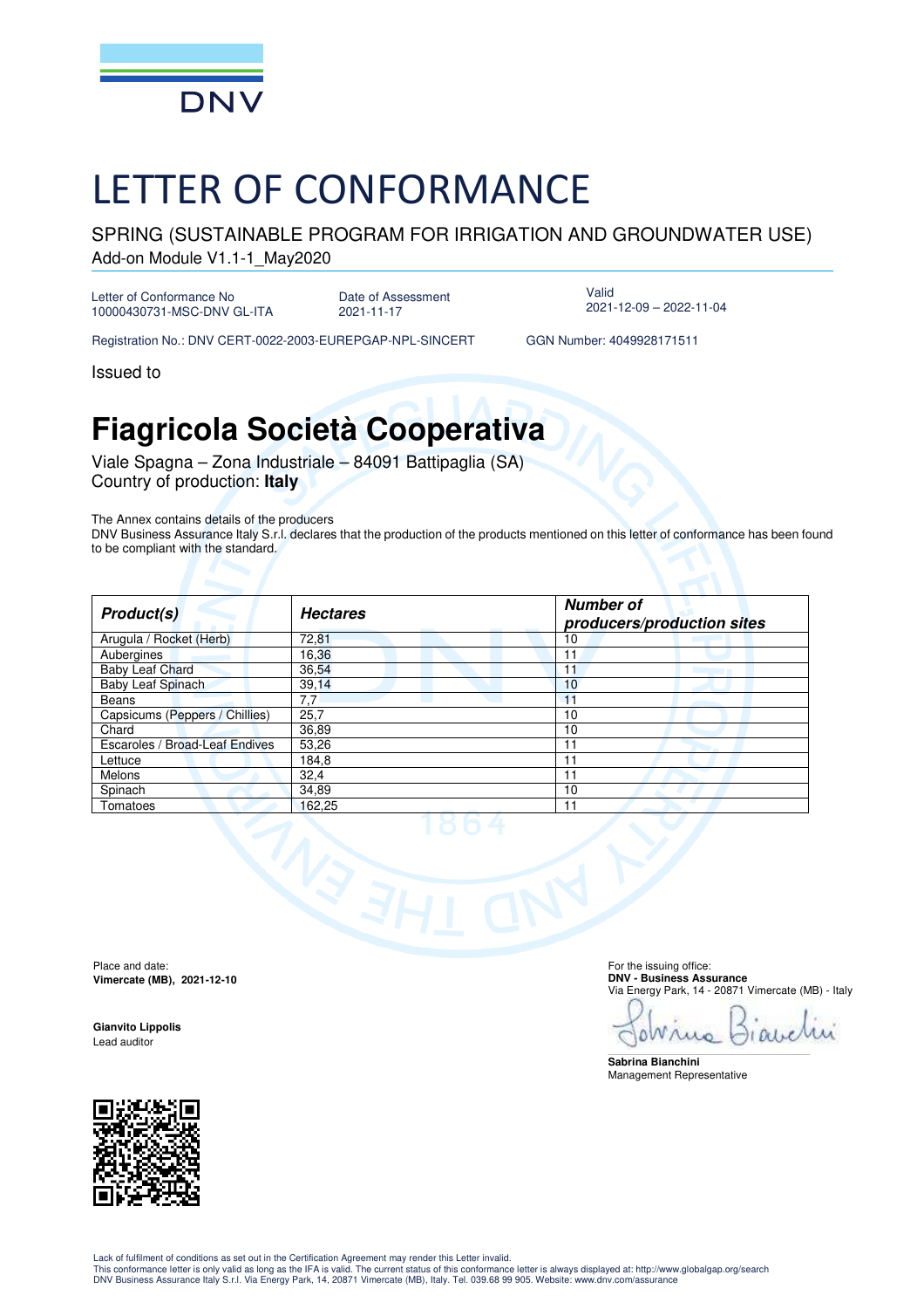DNV

# LETTER OF CONFORMANCE

SPRING (SUSTAINABLE PROGRAM FOR IRRIGATION AND GROUNDWATER USE)

Add-on Module V1.1-1_May2020

Letter of Conformance No
10000430731-MSC-DNV GL-ITA

Date of Assessment
2021-11-17

Valid
2021-12-09 – 2022-11-04

Registration No.: DNV CERT-0022-2003-EUREPGAP-NPL-SINCERT

GGN Number: 4049928171511

Issued to

# Fiagricola Società Cooperativa

Viale Spagna – Zona Industriale – 84091 Battipaglia (SA)
Country of production: **Italy**

The Annex contains details of the producers
DNV Business Assurance Italy S.r.l. declares that the production of the products mentioned on this letter of conformance has been found to be compliant with the standard.

| ***Product(s)*** | ***Hectares*** | ***Number of producers/production sites*** |
|---|---|---|
| Arugula / Rocket (Herb) | 72,81 | 10 |
| Aubergines | 16,36 | 11 |
| Baby Leaf Chard | 36,54 | 11 |
| Baby Leaf Spinach | 39,14 | 10 |
| Beans | 7,7 | 11 |
| Capsicums (Peppers / Chillies) | 25,7 | 10 |
| Chard | 36,89 | 10 |
| Escaroles / Broad-Leaf Endives | 53,26 | 11 |
| Lettuce | 184,8 | 11 |
| Melons | 32,4 | 11 |
| Spinach | 34,89 | 10 |
| Tomatoes | 162,25 | 11 |

Place and date:
**Vimercate (MB), 2021-12-10**

**Gianvito Lippolis**
Lead auditor

For the issuing office:
**DNV - Business Assurance**
Via Energy Park, 14 - 20871 Vimercate (MB) - Italy

**Sabrina Bianchini**
Management Representative

Lack of fulfilment of conditions as set out in the Certification Agreement may render this Letter invalid.
This conformance letter is only valid as long as the IFA is valid. The current status of this conformance letter is always displayed at: http://www.globalgap.org/search
DNV Business Assurance Italy S.r.l. Via Energy Park, 14, 20871 Vimercate (MB), Italy. Tel. 039.68 99 905. Website: www.dnv.com/assurance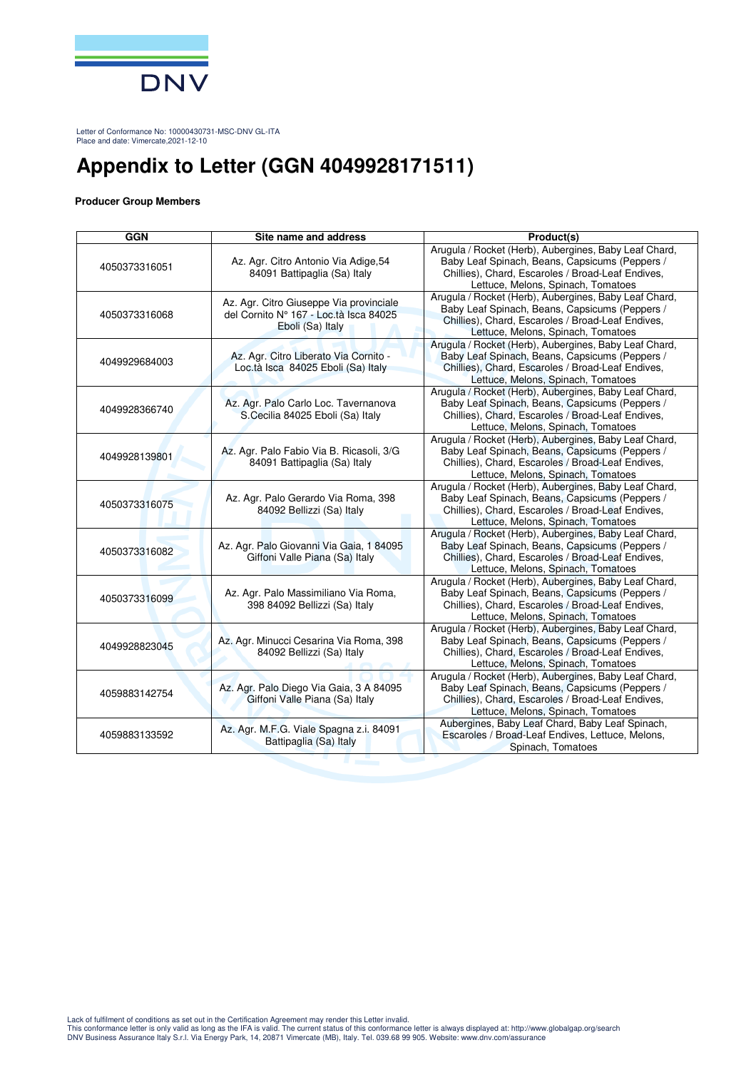Letter of Conformance No: 10000430731-MSC-DNV GL-ITA
Place and date: Vimercate,2021-12-10

# Appendix to Letter (GGN 4049928171511)

**Producer Group Members**

| GGN | Site name and address | Product(s) |
|---|---|---|
| 4050373316051 | Az. Agr. Citro Antonio Via Adige,54 84091 Battipaglia (Sa) Italy | Arugula / Rocket (Herb), Aubergines, Baby Leaf Chard, Baby Leaf Spinach, Beans, Capsicums (Peppers / Chillies), Chard, Escaroles / Broad-Leaf Endives, Lettuce, Melons, Spinach, Tomatoes |
| 4050373316068 | Az. Agr. Citro Giuseppe Via provinciale del Cornito N° 167 - Loc.tà Isca 84025 Eboli (Sa) Italy | Arugula / Rocket (Herb), Aubergines, Baby Leaf Chard, Baby Leaf Spinach, Beans, Capsicums (Peppers / Chillies), Chard, Escaroles / Broad-Leaf Endives, Lettuce, Melons, Spinach, Tomatoes |
| 4049929684003 | Az. Agr. Citro Liberato Via Cornito - Loc.tà Isca 84025 Eboli (Sa) Italy | Arugula / Rocket (Herb), Aubergines, Baby Leaf Chard, Baby Leaf Spinach, Beans, Capsicums (Peppers / Chillies), Chard, Escaroles / Broad-Leaf Endives, Lettuce, Melons, Spinach, Tomatoes |
| 4049928366740 | Az. Agr. Palo Carlo Loc. Tavernanova S.Cecilia 84025 Eboli (Sa) Italy | Arugula / Rocket (Herb), Aubergines, Baby Leaf Chard, Baby Leaf Spinach, Beans, Capsicums (Peppers / Chillies), Chard, Escaroles / Broad-Leaf Endives, Lettuce, Melons, Spinach, Tomatoes |
| 4049928139801 | Az. Agr. Palo Fabio Via B. Ricasoli, 3/G 84091 Battipaglia (Sa) Italy | Arugula / Rocket (Herb), Aubergines, Baby Leaf Chard, Baby Leaf Spinach, Beans, Capsicums (Peppers / Chillies), Chard, Escaroles / Broad-Leaf Endives, Lettuce, Melons, Spinach, Tomatoes |
| 4050373316075 | Az. Agr. Palo Gerardo Via Roma, 398 84092 Bellizzi (Sa) Italy | Arugula / Rocket (Herb), Aubergines, Baby Leaf Chard, Baby Leaf Spinach, Beans, Capsicums (Peppers / Chillies), Chard, Escaroles / Broad-Leaf Endives, Lettuce, Melons, Spinach, Tomatoes |
| 4050373316082 | Az. Agr. Palo Giovanni Via Gaia, 1 84095 Giffoni Valle Piana (Sa) Italy | Arugula / Rocket (Herb), Aubergines, Baby Leaf Chard, Baby Leaf Spinach, Beans, Capsicums (Peppers / Chillies), Chard, Escaroles / Broad-Leaf Endives, Lettuce, Melons, Spinach, Tomatoes |
| 4050373316099 | Az. Agr. Palo Massimiliano Via Roma, 398 84092 Bellizzi (Sa) Italy | Arugula / Rocket (Herb), Aubergines, Baby Leaf Chard, Baby Leaf Spinach, Beans, Capsicums (Peppers / Chillies), Chard, Escaroles / Broad-Leaf Endives, Lettuce, Melons, Spinach, Tomatoes |
| 4049928823045 | Az. Agr. Minucci Cesarina Via Roma, 398 84092 Bellizzi (Sa) Italy | Arugula / Rocket (Herb), Aubergines, Baby Leaf Chard, Baby Leaf Spinach, Beans, Capsicums (Peppers / Chillies), Chard, Escaroles / Broad-Leaf Endives, Lettuce, Melons, Spinach, Tomatoes |
| 4059883142754 | Az. Agr. Palo Diego Via Gaia, 3 A 84095 Giffoni Valle Piana (Sa) Italy | Arugula / Rocket (Herb), Aubergines, Baby Leaf Chard, Baby Leaf Spinach, Beans, Capsicums (Peppers / Chillies), Chard, Escaroles / Broad-Leaf Endives, Lettuce, Melons, Spinach, Tomatoes |
| 4059883133592 | Az. Agr. M.F.G. Viale Spagna z.i. 84091 Battipaglia (Sa) Italy | Aubergines, Baby Leaf Chard, Baby Leaf Spinach, Escaroles / Broad-Leaf Endives, Lettuce, Melons, Spinach, Tomatoes |

Lack of fulfilment of conditions as set out in the Certification Agreement may render this Letter invalid.
This conformance letter is only valid as long as the IFA is valid. The current status of this conformance letter is always displayed at: http://www.globalgap.org/search
DNV Business Assurance Italy S.r.l. Via Energy Park, 14, 20871 Vimercate (MB), Italy. Tel. 039.68 99 905. Website: www.dnv.com/assurance